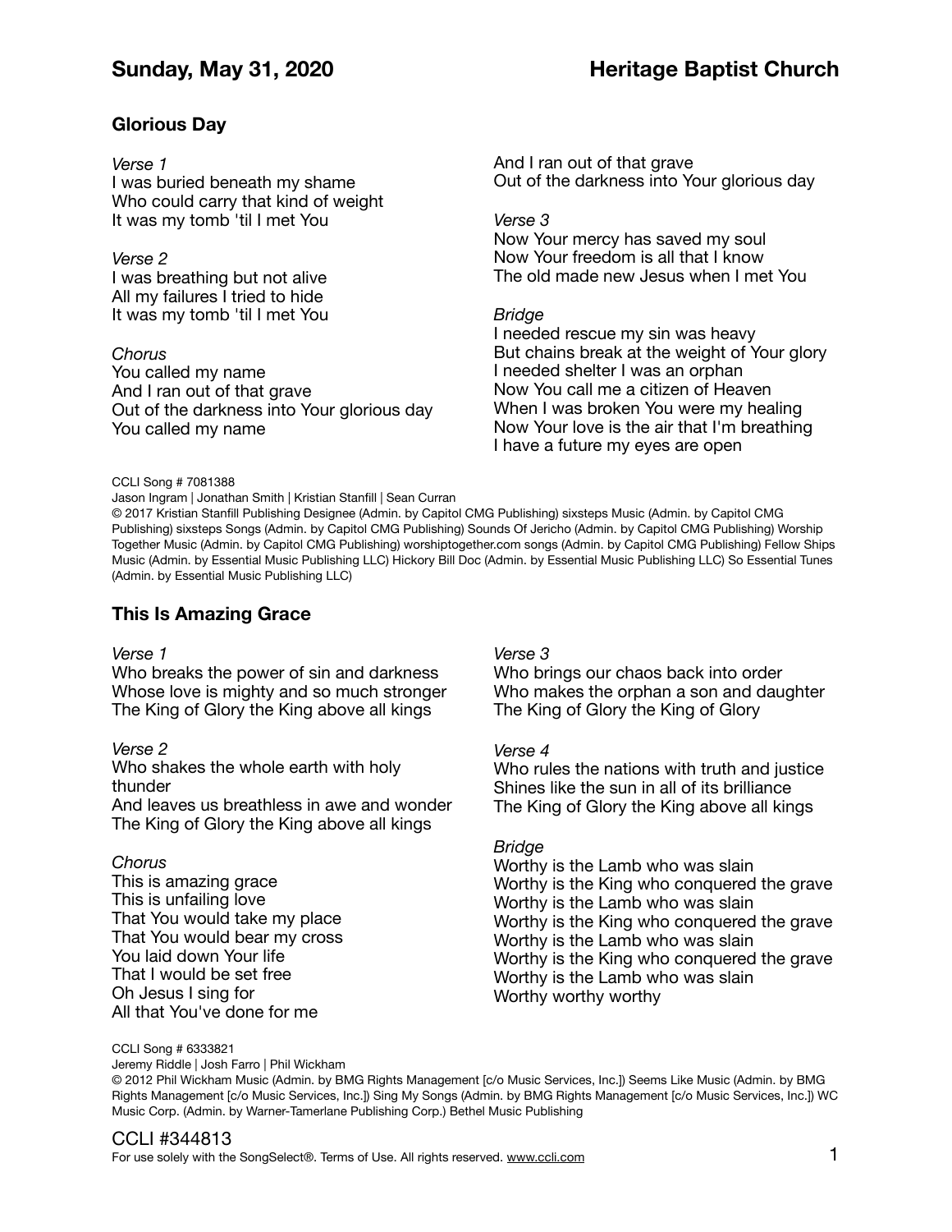**Sunday, May 31, 2020** **Heritage Baptist Church**

### Glorious Day

*Verse 1*
I was buried beneath my shame
Who could carry that kind of weight
It was my tomb 'til I met You

*Verse 2*
I was breathing but not alive
All my failures I tried to hide
It was my tomb 'til I met You

*Chorus*
You called my name
And I ran out of that grave
Out of the darkness into Your glorious day
You called my name
And I ran out of that grave
Out of the darkness into Your glorious day

*Verse 3*
Now Your mercy has saved my soul
Now Your freedom is all that I know
The old made new Jesus when I met You

*Bridge*
I needed rescue my sin was heavy
But chains break at the weight of Your glory
I needed shelter I was an orphan
Now You call me a citizen of Heaven
When I was broken You were my healing
Now Your love is the air that I'm breathing
I have a future my eyes are open

CCLI Song # 7081388
Jason Ingram | Jonathan Smith | Kristian Stanfill | Sean Curran
© 2017 Kristian Stanfill Publishing Designee (Admin. by Capitol CMG Publishing) sixsteps Music (Admin. by Capitol CMG Publishing) sixsteps Songs (Admin. by Capitol CMG Publishing) Sounds Of Jericho (Admin. by Capitol CMG Publishing) Worship Together Music (Admin. by Capitol CMG Publishing) worshiptogether.com songs (Admin. by Capitol CMG Publishing) Fellow Ships Music (Admin. by Essential Music Publishing LLC) Hickory Bill Doc (Admin. by Essential Music Publishing LLC) So Essential Tunes (Admin. by Essential Music Publishing LLC)

### This Is Amazing Grace

*Verse 1*
Who breaks the power of sin and darkness
Whose love is mighty and so much stronger
The King of Glory the King above all kings

*Verse 2*
Who shakes the whole earth with holy thunder
And leaves us breathless in awe and wonder
The King of Glory the King above all kings

*Chorus*
This is amazing grace
This is unfailing love
That You would take my place
That You would bear my cross
You laid down Your life
That I would be set free
Oh Jesus I sing for
All that You've done for me

*Verse 3*
Who brings our chaos back into order
Who makes the orphan a son and daughter
The King of Glory the King of Glory

*Verse 4*
Who rules the nations with truth and justice
Shines like the sun in all of its brilliance
The King of Glory the King above all kings

*Bridge*
Worthy is the Lamb who was slain
Worthy is the King who conquered the grave
Worthy is the Lamb who was slain
Worthy is the King who conquered the grave
Worthy is the Lamb who was slain
Worthy is the King who conquered the grave
Worthy is the Lamb who was slain
Worthy worthy worthy

CCLI Song # 6333821
Jeremy Riddle | Josh Farro | Phil Wickham
© 2012 Phil Wickham Music (Admin. by BMG Rights Management [c/o Music Services, Inc.]) Seems Like Music (Admin. by BMG Rights Management [c/o Music Services, Inc.]) Sing My Songs (Admin. by BMG Rights Management [c/o Music Services, Inc.]) WC Music Corp. (Admin. by Warner-Tamerlane Publishing Corp.) Bethel Music Publishing

CCLI #344813
For use solely with the SongSelect®. Terms of Use. All rights reserved. www.ccli.com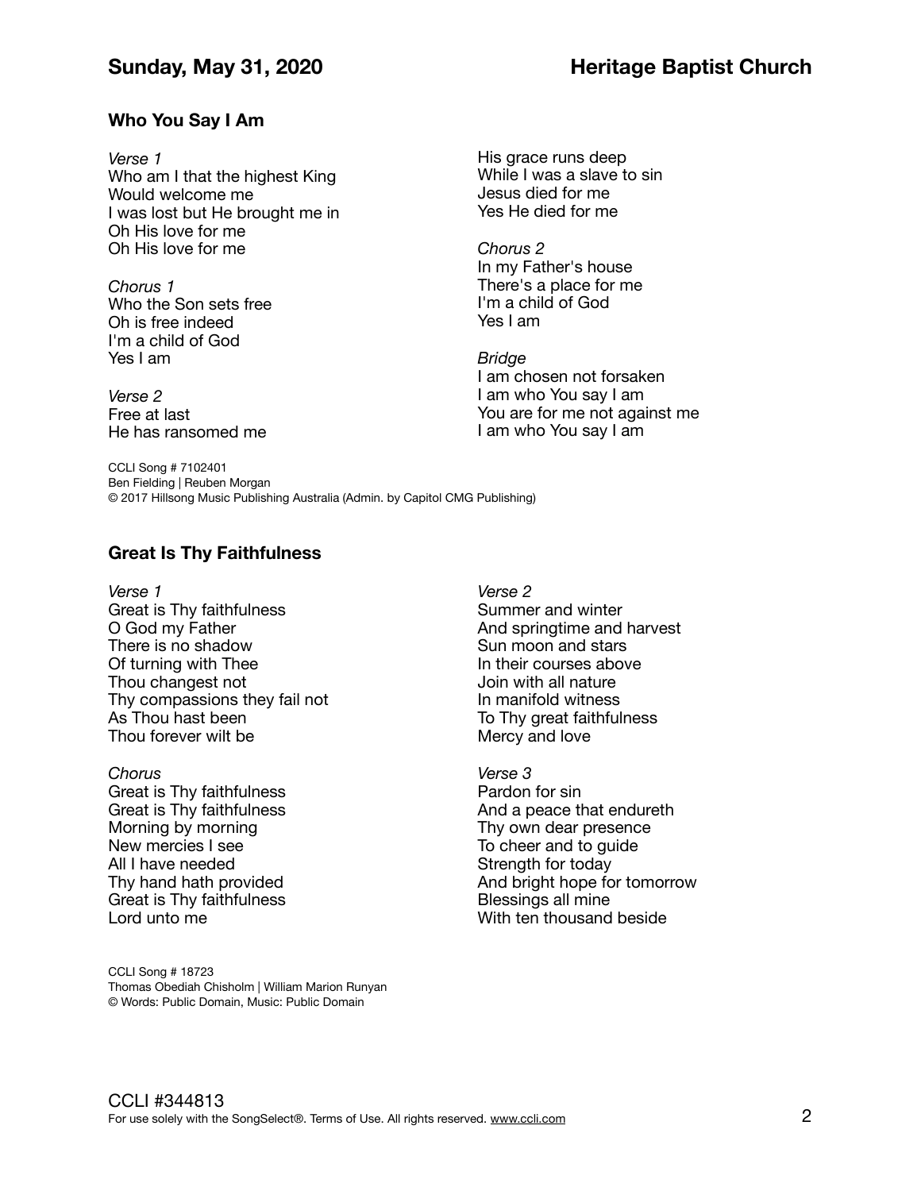## Who You Say I Am

*Verse 1*
Who am I that the highest King
Would welcome me
I was lost but He brought me in
Oh His love for me
Oh His love for me

*Chorus 1*
Who the Son sets free
Oh is free indeed
I'm a child of God
Yes I am

*Verse 2*
Free at last
He has ransomed me
His grace runs deep
While I was a slave to sin
Jesus died for me
Yes He died for me

*Chorus 2*
In my Father's house
There's a place for me
I'm a child of God
Yes I am

*Bridge*
I am chosen not forsaken
I am who You say I am
You are for me not against me
I am who You say I am

CCLI Song # 7102401
Ben Fielding | Reuben Morgan
© 2017 Hillsong Music Publishing Australia (Admin. by Capitol CMG Publishing)

## Great Is Thy Faithfulness

*Verse 1*
Great is Thy faithfulness
O God my Father
There is no shadow
Of turning with Thee
Thou changest not
Thy compassions they fail not
As Thou hast been
Thou forever wilt be

*Chorus*
Great is Thy faithfulness
Great is Thy faithfulness
Morning by morning
New mercies I see
All I have needed
Thy hand hath provided
Great is Thy faithfulness
Lord unto me

*Verse 2*
Summer and winter
And springtime and harvest
Sun moon and stars
In their courses above
Join with all nature
In manifold witness
To Thy great faithfulness
Mercy and love

*Verse 3*
Pardon for sin
And a peace that endureth
Thy own dear presence
To cheer and to guide
Strength for today
And bright hope for tomorrow
Blessings all mine
With ten thousand beside

CCLI Song # 18723
Thomas Obediah Chisholm | William Marion Runyan
© Words: Public Domain, Music: Public Domain